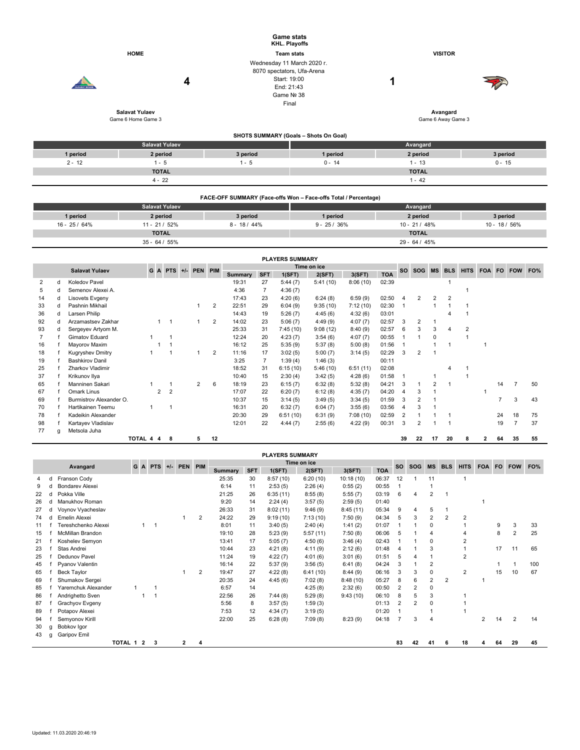# Game stats
**KHL. Playoffs**

**Team stats**

| HOME | | | VISITOR |
|---|---|---|---|
| **Salavat Yulaev** | **4** | **1** | **Avangard** |
| Game 6 Home Game 3 | | | Game 6 Away Game 3 |

Wednesday 11 March 2020 г.
8070 spectators, Ufa-Arena
Start: 19:00
End: 21:43
Game № 38
Final

## SHOTS SUMMARY (Goals – Shots On Goal)

| Salavat Yulaev | | | Avangard | | |
|---|---|---|---|---|---|
| 1 period | 2 period | 3 period | 1 period | 2 period | 3 period |
| 2 - 12 | 1 - 5 | 1 - 5 | 0 - 14 | 1 - 13 | 0 - 15 |
| TOTAL | | | TOTAL | | |
| 4 - 22 | | | 1 - 42 | | |

## FACE-OFF SUMMARY (Face-offs Won – Face-offs Total / Percentage)

| Salavat Yulaev | | | Avangard | | |
|---|---|---|---|---|---|
| 1 period | 2 period | 3 period | 1 period | 2 period | 3 period |
| 16 - 25 / 64% | 11 - 21 / 52% | 8 - 18 / 44% | 9 - 25 / 36% | 10 - 21 / 48% | 10 - 18 / 56% |
| TOTAL | | | TOTAL | | |
| 35 - 64 / 55% | | | 29 - 64 / 45% | | |

## PLAYERS SUMMARY

| | | Salavat Yulaev | G | A | PTS | +/- | PEN | PIM | Time on ice: Summary | SFT | 1(SFT) | 2(SFT) | 3(SFT) | TOA | SO | SOG | MS | BLS | HITS | FOA | FO | FOW | FO% |
|---|---|---|---|---|---|---|---|---|---|---|---|---|---|---|---|---|---|---|---|---|---|---|---|
| 2 | d | Koledov Pavel | | | | | | | 19:31 | 27 | 5:44 (7) | 5:41 (10) | 8:06 (10) | 02:39 | | | | 1 | | | | | |
| 5 | d | Semenov Alexei A. | | | | | | | 4:36 | 7 | 4:36 (7) | | | | | | | | 1 | | | | |
| 14 | d | Lisovets Evgeny | | | | | | | 17:43 | 23 | 4:20 (6) | 6:24 (8) | 6:59 (9) | 02:50 | 4 | 2 | 2 | 2 | | | | | |
| 33 | d | Pashnin Mikhail | | | | | 1 | 2 | 22:51 | 29 | 6:04 (9) | 9:35 (10) | 7:12 (10) | 02:30 | 1 | | 1 | 1 | 1 | | | | |
| 36 | d | Larsen Philip | | | | | | | 14:43 | 19 | 5:26 (7) | 4:45 (6) | 4:32 (6) | 03:01 | | | | 4 | 1 | | | | |
| 92 | d | Arzamastsev Zakhar | | 1 | 1 | | 1 | 2 | 14:02 | 23 | 5:06 (7) | 4:49 (9) | 4:07 (7) | 02:57 | 3 | 2 | 1 | | | | | | |
| 93 | d | Sergeyev Artyom M. | | | | | | | 25:33 | 31 | 7:45 (10) | 9:08 (12) | 8:40 (9) | 02:57 | 6 | 3 | 3 | 4 | 2 | | | | |
| 7 | f | Gimatov Eduard | 1 | | 1 | | | | 12:24 | 20 | 4:23 (7) | 3:54 (6) | 4:07 (7) | 00:55 | 1 | 1 | 0 | | 1 | | | | |
| 16 | f | Mayorov Maxim | | 1 | 1 | | | | 16:12 | 25 | 5:35 (9) | 5:37 (8) | 5:00 (8) | 01:56 | 1 | | 1 | 1 | | 1 | | | |
| 18 | f | Kugryshev Dmitry | 1 | | 1 | | 1 | 2 | 11:16 | 17 | 3:02 (5) | 5:00 (7) | 3:14 (5) | 02:29 | 3 | 2 | 1 | | | | | | |
| 19 | f | Bashkirov Danil | | | | | | | 3:25 | 7 | 1:39 (4) | 1:46 (3) | | 00:11 | | | | | | | | | |
| 25 | f | Zharkov Vladimir | | | | | | | 18:52 | 31 | 6:15 (10) | 5:46 (10) | 6:51 (11) | 02:08 | | | | 4 | 1 | | | | |
| 37 | f | Krikunov Ilya | | | | | | | 10:40 | 15 | 2:30 (4) | 3:42 (5) | 4:28 (6) | 01:58 | 1 | | 1 | | 1 | | | | |
| 65 | f | Manninen Sakari | 1 | | 1 | | 2 | 6 | 18:19 | 23 | 6:15 (7) | 6:32 (8) | 5:32 (8) | 04:21 | 3 | 1 | 2 | 1 | | | 14 | 7 | 50 |
| 67 | f | Omark Linus | | 2 | 2 | | | | 17:07 | 22 | 6:20 (7) | 6:12 (8) | 4:35 (7) | 04:20 | 4 | 3 | 1 | | | 1 | | | |
| 69 | f | Burmistrov Alexander O. | | | | | | | 10:37 | 15 | 3:14 (5) | 3:49 (5) | 3:34 (5) | 01:59 | 3 | 2 | 1 | | | | 7 | 3 | 43 |
| 70 | f | Hartikainen Teemu | 1 | | 1 | | | | 16:31 | 20 | 6:32 (7) | 6:04 (7) | 3:55 (6) | 03:56 | 4 | 3 | 1 | | | | | | |
| 78 | f | Kadeikin Alexander | | | | | | | 20:30 | 29 | 6:51 (10) | 6:31 (9) | 7:08 (10) | 02:59 | 2 | 1 | 1 | 1 | | | 24 | 18 | 75 |
| 98 | f | Kartayev Vladislav | | | | | | | 12:01 | 22 | 4:44 (7) | 2:55 (6) | 4:22 (9) | 00:31 | 3 | 2 | 1 | 1 | | | 19 | 7 | 37 |
| 77 | g | Metsola Juha | | | | | | | | | | | | | | | | | | | | | |
| | | TOTAL | 4 | 4 | 8 | | 5 | 12 | | | | | | | 39 | 22 | 17 | 20 | 8 | 2 | 64 | 35 | 55 |

## PLAYERS SUMMARY

| | | Avangard | G | A | PTS | +/- | PEN | PIM | Time on ice: Summary | SFT | 1(SFT) | 2(SFT) | 3(SFT) | TOA | SO | SOG | MS | BLS | HITS | FOA | FO | FOW | FO% |
|---|---|---|---|---|---|---|---|---|---|---|---|---|---|---|---|---|---|---|---|---|---|---|---|
| 4 | d | Franson Cody | | | | | | | 25:35 | 30 | 8:57 (10) | 6:20 (10) | 10:18 (10) | 06:37 | 12 | 1 | 11 | | 1 | | | | |
| 9 | d | Bondarev Alexei | | | | | | | 6:14 | 11 | 2:53 (5) | 2:26 (4) | 0:55 (2) | 00:55 | 1 | | 1 | | | | | | |
| 22 | d | Pokka Ville | | | | | | | 21:25 | 26 | 6:35 (11) | 8:55 (8) | 5:55 (7) | 03:19 | 6 | 4 | 2 | 1 | | | | | |
| 26 | d | Manukhov Roman | | | | | | | 9:20 | 14 | 2:24 (4) | 3:57 (5) | 2:59 (5) | 01:40 | | | | | | 1 | | | |
| 27 | d | Voynov Vyacheslav | | | | | | | 26:33 | 31 | 8:02 (11) | 9:46 (9) | 8:45 (11) | 05:34 | 9 | 4 | 5 | 1 | | | | | |
| 74 | d | Emelin Alexei | | | | | 1 | 2 | 24:22 | 29 | 9:19 (10) | 7:13 (10) | 7:50 (9) | 04:34 | 5 | 3 | 2 | 2 | 2 | | | | |
| 11 | f | Tereshchenko Alexei | | 1 | 1 | | | | 8:01 | 11 | 3:40 (5) | 2:40 (4) | 1:41 (2) | 01:07 | 1 | 1 | 0 | | 1 | | 9 | 3 | 33 |
| 15 | f | McMillan Brandon | | | | | | | 19:10 | 28 | 5:23 (9) | 5:57 (11) | 7:50 (8) | 06:06 | 5 | 1 | 4 | | 4 | | 8 | 2 | 25 |
| 21 | f | Koshelev Semyon | | | | | | | 13:41 | 17 | 5:05 (7) | 4:50 (6) | 3:46 (4) | 02:43 | 1 | 1 | 0 | | 2 | | | | |
| 23 | f | Stas Andrei | | | | | | | 10:44 | 23 | 4:21 (8) | 4:11 (9) | 2:12 (6) | 01:48 | 4 | 1 | 3 | | 1 | | 17 | 11 | 65 |
| 25 | f | Dedunov Pavel | | | | | | | 11:24 | 19 | 4:22 (7) | 4:01 (6) | 3:01 (6) | 01:51 | 5 | 4 | 1 | | 2 | | | | |
| 45 | f | Pyanov Valentin | | | | | | | 16:14 | 22 | 5:37 (9) | 3:56 (5) | 6:41 (8) | 04:24 | 3 | 1 | 2 | | | | 1 | 1 | 100 |
| 65 | f | Beck Taylor | | | | | 1 | 2 | 19:47 | 27 | 4:22 (8) | 6:41 (10) | 8:44 (9) | 06:16 | 3 | 3 | 0 | | 2 | | 15 | 10 | 67 |
| 69 | f | Shumakov Sergei | | | | | | | 20:35 | 24 | 4:45 (6) | 7:02 (8) | 8:48 (10) | 05:27 | 8 | 6 | 2 | 2 | | 1 | | | |
| 85 | f | Yaremchuk Alexander | 1 | | 1 | | | | 6:57 | 14 | | 4:25 (8) | 2:32 (6) | 00:50 | 2 | 2 | 0 | | | | | | |
| 86 | f | Andrighetto Sven | | 1 | 1 | | | | 22:56 | 26 | 7:44 (8) | 5:29 (8) | 9:43 (10) | 06:10 | 8 | 5 | 3 | | 1 | | | | |
| 87 | f | Grachyov Evgeny | | | | | | | 5:56 | 8 | 3:57 (5) | 1:59 (3) | | 01:13 | 2 | 2 | 0 | | 1 | | | | |
| 89 | f | Potapov Alexei | | | | | | | 7:53 | 12 | 4:34 (7) | 3:19 (5) | | 01:20 | 1 | | 1 | | 1 | | | | |
| 94 | f | Semyonov Kirill | | | | | | | 22:00 | 25 | 6:28 (8) | 7:09 (8) | 8:23 (9) | 04:18 | 7 | 3 | 4 | | | 2 | 14 | 2 | 14 |
| 30 | g | Bobkov Igor | | | | | | | | | | | | | | | | | | | | | |
| 43 | g | Garipov Emil | | | | | | | | | | | | | | | | | | | | | |
| | | TOTAL | 1 | 2 | 3 | | 2 | 4 | | | | | | | 83 | 42 | 41 | 6 | 18 | 4 | 64 | 29 | 45 |

Updated: 11.03.2020 20:46:19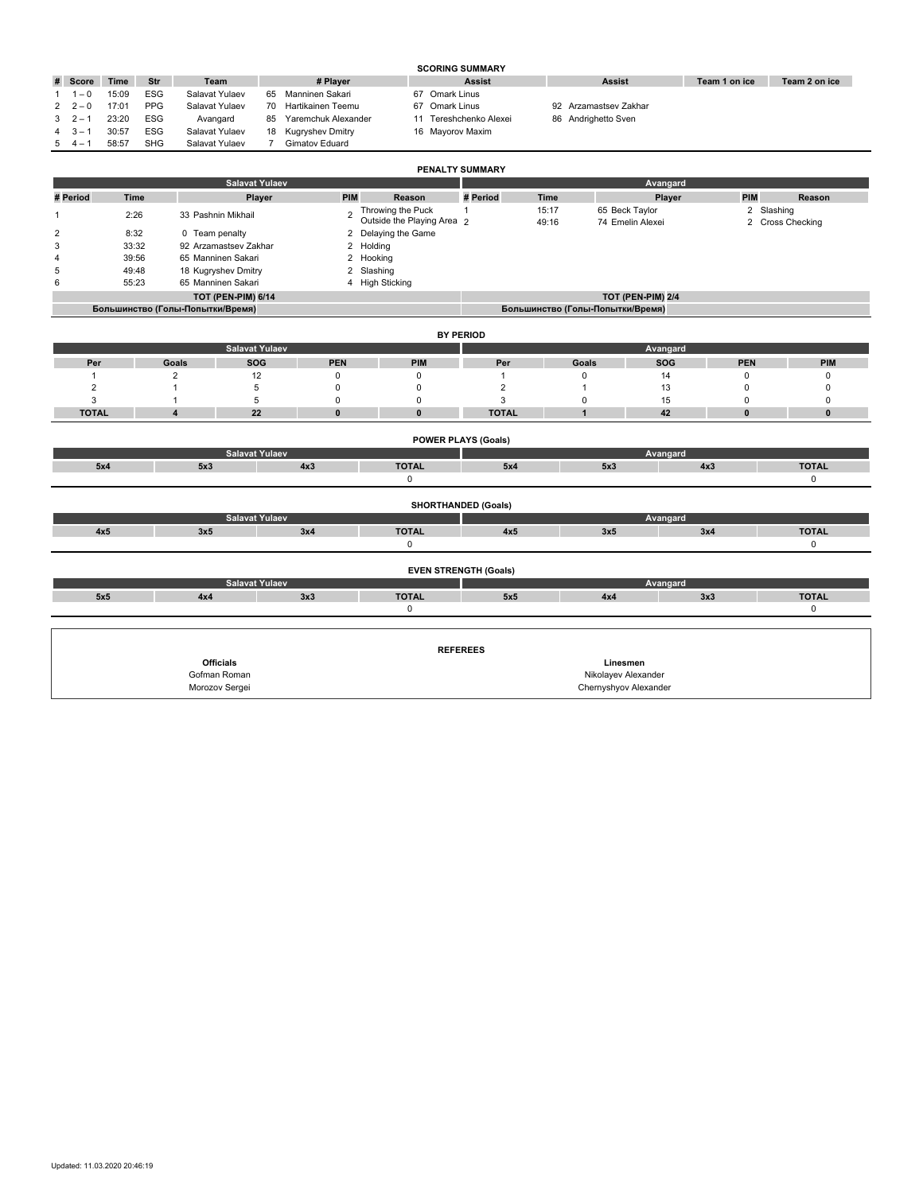## SCORING SUMMARY

| # | Score | Time | Str | Team | # Player | Assist | Assist | Team 1 on ice | Team 2 on ice |
|---|---|---|---|---|---|---|---|---|---|
| 1 | 1 – 0 | 15:09 | ESG | Salavat Yulaev | 65 Manninen Sakari | 67 Omark Linus | | | |
| 2 | 2 – 0 | 17:01 | PPG | Salavat Yulaev | 70 Hartikainen Teemu | 67 Omark Linus | 92 Arzamastsev Zakhar | | |
| 3 | 2 – 1 | 23:20 | ESG | Avangard | 85 Yaremchuk Alexander | 11 Tereshchenko Alexei | 86 Andrighetto Sven | | |
| 4 | 3 – 1 | 30:57 | ESG | Salavat Yulaev | 18 Kugryshev Dmitry | 16 Mayorov Maxim | | | |
| 5 | 4 – 1 | 58:57 | SHG | Salavat Yulaev | 7 Gimatov Eduard | | | | |

## PENALTY SUMMARY

| Salavat Yulaev | | | | | Avangard | | | | |
|---|---|---|---|---|---|---|---|---|---|
| # Period | Time | Player | PIM | Reason | # Period | Time | Player | PIM | Reason |
| 1 | 2:26 | 33 Pashnin Mikhail | 2 | Throwing the Puck Outside the Playing Area | 1 | 15:17 | 65 Beck Taylor | 2 | Slashing |
| 2 | 8:32 | 0 Team penalty | 2 | Delaying the Game | 2 | 49:16 | 74 Emelin Alexei | 2 | Cross Checking |
| 3 | 33:32 | 92 Arzamastsev Zakhar | 2 | Holding | | | | | |
| 4 | 39:56 | 65 Manninen Sakari | 2 | Hooking | | | | | |
| 5 | 49:48 | 18 Kugryshev Dmitry | 2 | Slashing | | | | | |
| 6 | 55:23 | 65 Manninen Sakari | 4 | High Sticking | | | | | |
| TOT (PEN-PIM) 6/14 | | | | | TOT (PEN-PIM) 2/4 | | | | |
| Большинство (Голы-Попытки/Время) | | | | | Большинство (Голы-Попытки/Время) | | | | |

## BY PERIOD

| Salavat Yulaev | | | | | Avangard | | | | |
|---|---|---|---|---|---|---|---|---|---|
| Per | Goals | SOG | PEN | PIM | Per | Goals | SOG | PEN | PIM |
| 1 | 2 | 12 | 0 | 0 | 1 | 0 | 14 | 0 | 0 |
| 2 | 1 | 5 | 0 | 0 | 2 | 1 | 13 | 0 | 0 |
| 3 | 1 | 5 | 0 | 0 | 3 | 0 | 15 | 0 | 0 |
| **TOTAL** | **4** | **22** | **0** | **0** | **TOTAL** | **1** | **42** | **0** | **0** |

## POWER PLAYS (Goals)

| Salavat Yulaev | | | | Avangard | | | |
|---|---|---|---|---|---|---|---|
| 5x4 | 5x3 | 4x3 | TOTAL | 5x4 | 5x3 | 4x3 | TOTAL |
| | | | 0 | | | | 0 |

## SHORTHANDED (Goals)

| Salavat Yulaev | | | | Avangard | | | |
|---|---|---|---|---|---|---|---|
| 4x5 | 3x5 | 3x4 | TOTAL | 4x5 | 3x5 | 3x4 | TOTAL |
| | | | 0 | | | | 0 |

## EVEN STRENGTH (Goals)

| Salavat Yulaev | | | | Avangard | | | |
|---|---|---|---|---|---|---|---|
| 5x5 | 4x4 | 3x3 | TOTAL | 5x5 | 4x4 | 3x3 | TOTAL |
| | | | 0 | | | | 0 |

## REFEREES

| Officials | Linesmen |
|---|---|
| Gofman Roman | Nikolayev Alexander |
| Morozov Sergei | Chernyshyov Alexander |

Updated: 11.03.2020 20:46:19